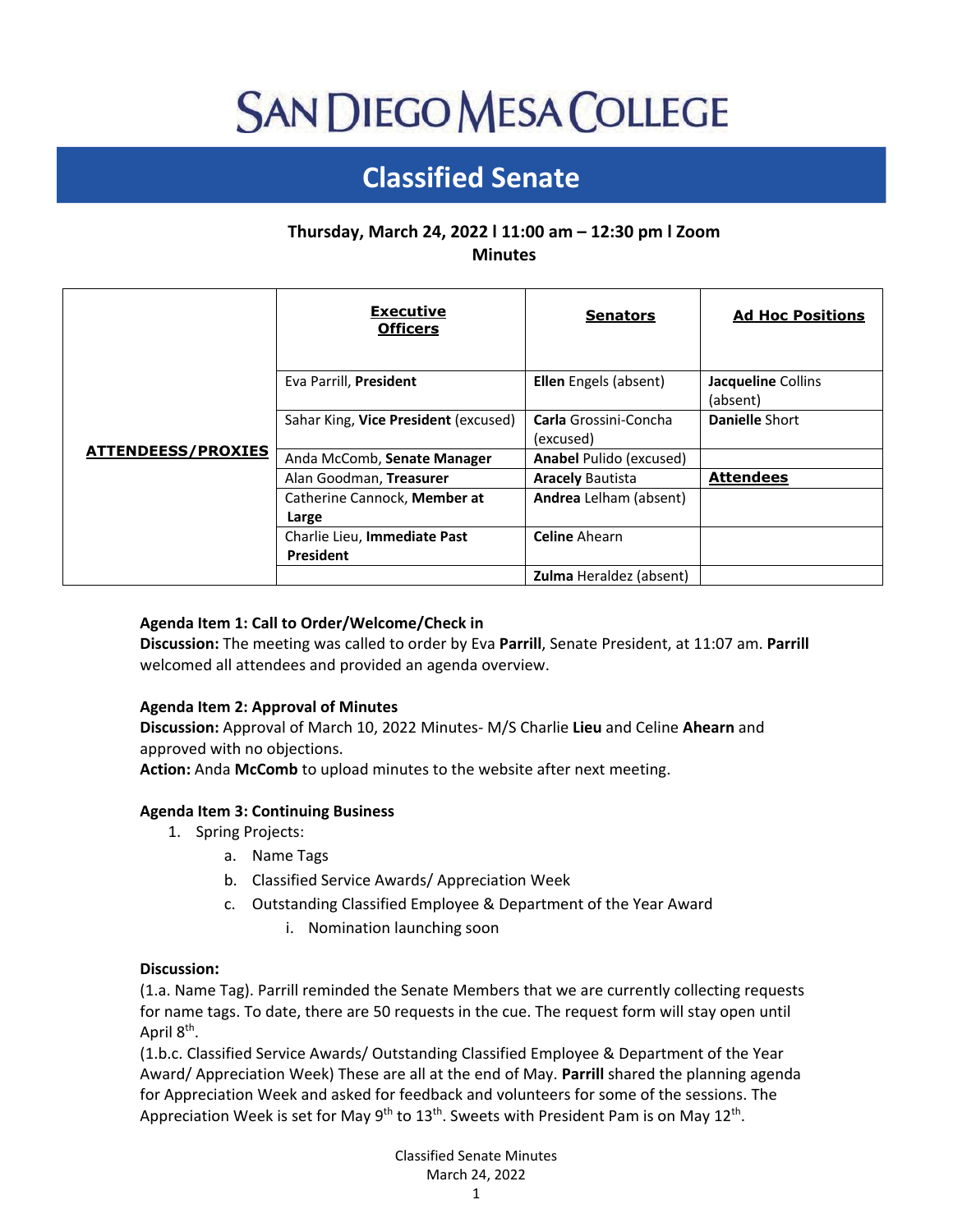# SAN DIEGO MESA COLLEGE

## Classified Senate

**Thursday, March 24, 2022 l 11:00 am – 12:30 pm l Zoom**
**Minutes**

| | **Executive Officers** | **Senators** | **Ad Hoc Positions** |
|---|---|---|---|
| **ATTENDEESS/PROXIES** | Eva Parrill, **President** | **Ellen** Engels (absent) | **Jacqueline** Collins (absent) |
| | Sahar King, **Vice President** (excused) | **Carla** Grossini-Concha (excused) | **Danielle** Short |
| | Anda McComb, **Senate Manager** | **Anabel** Pulido (excused) | |
| | Alan Goodman, **Treasurer** | **Aracely** Bautista | **Attendees** |
| | Catherine Cannock, **Member at Large** | **Andrea** Lelham (absent) | |
| | Charlie Lieu, **Immediate Past President** | **Celine** Ahearn | |
| | | **Zulma** Heraldez (absent) | |

**Agenda Item 1: Call to Order/Welcome/Check in**
**Discussion:** The meeting was called to order by Eva **Parrill**, Senate President, at 11:07 am. **Parrill** welcomed all attendees and provided an agenda overview.

**Agenda Item 2: Approval of Minutes**
**Discussion:** Approval of March 10, 2022 Minutes- M/S Charlie **Lieu** and Celine **Ahearn** and approved with no objections.
**Action:** Anda **McComb** to upload minutes to the website after next meeting.

**Agenda Item 3: Continuing Business**

1. Spring Projects:
   a. Name Tags
   b. Classified Service Awards/ Appreciation Week
   c. Outstanding Classified Employee & Department of the Year Award
      i. Nomination launching soon

**Discussion:**
(1.a. Name Tag). Parrill reminded the Senate Members that we are currently collecting requests for name tags. To date, there are 50 requests in the cue. The request form will stay open until April 8th.
(1.b.c. Classified Service Awards/ Outstanding Classified Employee & Department of the Year Award/ Appreciation Week) These are all at the end of May. **Parrill** shared the planning agenda for Appreciation Week and asked for feedback and volunteers for some of the sessions. The Appreciation Week is set for May 9th to 13th. Sweets with President Pam is on May 12th.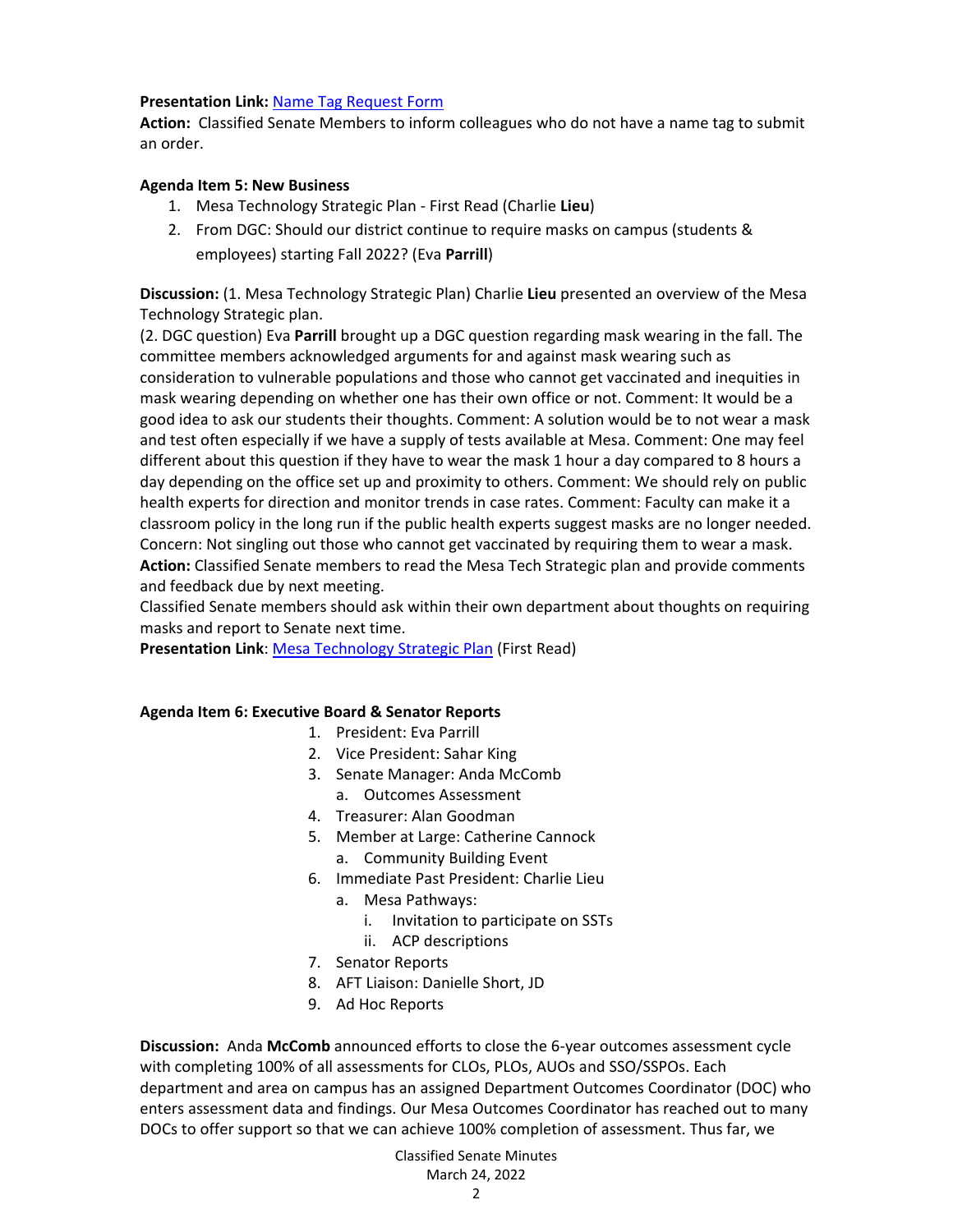**Presentation Link:** Name Tag Request Form
**Action:** Classified Senate Members to inform colleagues who do not have a name tag to submit an order.

**Agenda Item 5: New Business**

1. Mesa Technology Strategic Plan - First Read (Charlie **Lieu**)
2. From DGC: Should our district continue to require masks on campus (students & employees) starting Fall 2022? (Eva **Parrill**)

**Discussion:** (1. Mesa Technology Strategic Plan) Charlie **Lieu** presented an overview of the Mesa Technology Strategic plan.
(2. DGC question) Eva **Parrill** brought up a DGC question regarding mask wearing in the fall. The committee members acknowledged arguments for and against mask wearing such as consideration to vulnerable populations and those who cannot get vaccinated and inequities in mask wearing depending on whether one has their own office or not. Comment: It would be a good idea to ask our students their thoughts. Comment: A solution would be to not wear a mask and test often especially if we have a supply of tests available at Mesa. Comment: One may feel different about this question if they have to wear the mask 1 hour a day compared to 8 hours a day depending on the office set up and proximity to others. Comment: We should rely on public health experts for direction and monitor trends in case rates. Comment: Faculty can make it a classroom policy in the long run if the public health experts suggest masks are no longer needed. Concern: Not singling out those who cannot get vaccinated by requiring them to wear a mask.
**Action:** Classified Senate members to read the Mesa Tech Strategic plan and provide comments and feedback due by next meeting.
Classified Senate members should ask within their own department about thoughts on requiring masks and report to Senate next time.
**Presentation Link**: Mesa Technology Strategic Plan (First Read)

**Agenda Item 6: Executive Board & Senator Reports**

1. President: Eva Parrill
2. Vice President: Sahar King
3. Senate Manager: Anda McComb
   a. Outcomes Assessment
4. Treasurer: Alan Goodman
5. Member at Large: Catherine Cannock
   a. Community Building Event
6. Immediate Past President: Charlie Lieu
   a. Mesa Pathways:
      i. Invitation to participate on SSTs
      ii. ACP descriptions
7. Senator Reports
8. AFT Liaison: Danielle Short, JD
9. Ad Hoc Reports

**Discussion:** Anda **McComb** announced efforts to close the 6-year outcomes assessment cycle with completing 100% of all assessments for CLOs, PLOs, AUOs and SSO/SSPOs. Each department and area on campus has an assigned Department Outcomes Coordinator (DOC) who enters assessment data and findings. Our Mesa Outcomes Coordinator has reached out to many DOCs to offer support so that we can achieve 100% completion of assessment. Thus far, we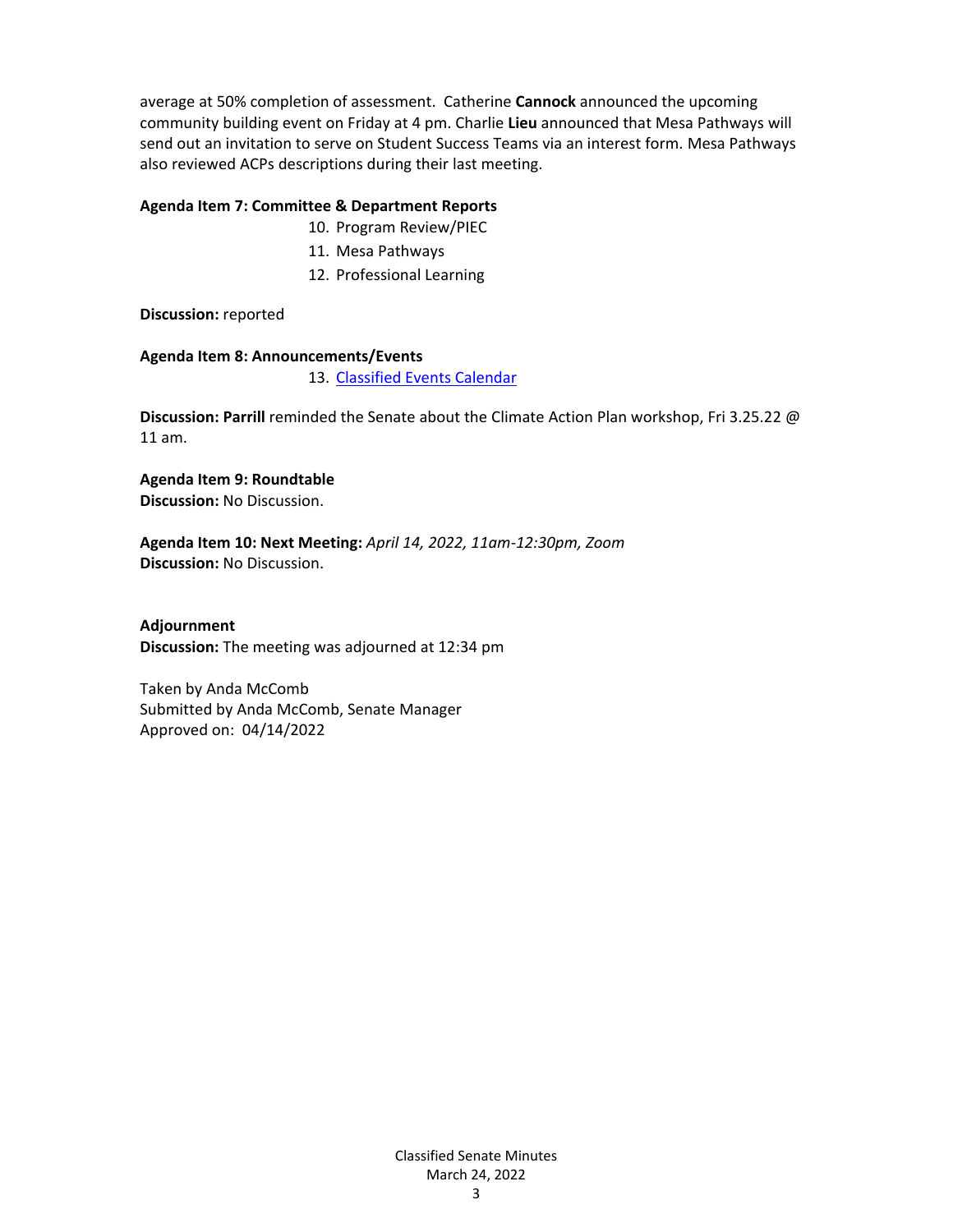average at 50% completion of assessment. Catherine **Cannock** announced the upcoming community building event on Friday at 4 pm. Charlie **Lieu** announced that Mesa Pathways will send out an invitation to serve on Student Success Teams via an interest form. Mesa Pathways also reviewed ACPs descriptions during their last meeting.

**Agenda Item 7: Committee & Department Reports**

10. Program Review/PIEC
11. Mesa Pathways
12. Professional Learning

**Discussion:** reported

**Agenda Item 8: Announcements/Events**

13. Classified Events Calendar

**Discussion: Parrill** reminded the Senate about the Climate Action Plan workshop, Fri 3.25.22 @ 11 am.

**Agenda Item 9: Roundtable**
**Discussion:** No Discussion.

**Agenda Item 10: Next Meeting:** *April 14, 2022, 11am-12:30pm, Zoom*
**Discussion:** No Discussion.

**Adjournment**
**Discussion:** The meeting was adjourned at 12:34 pm

Taken by Anda McComb
Submitted by Anda McComb, Senate Manager
Approved on: 04/14/2022